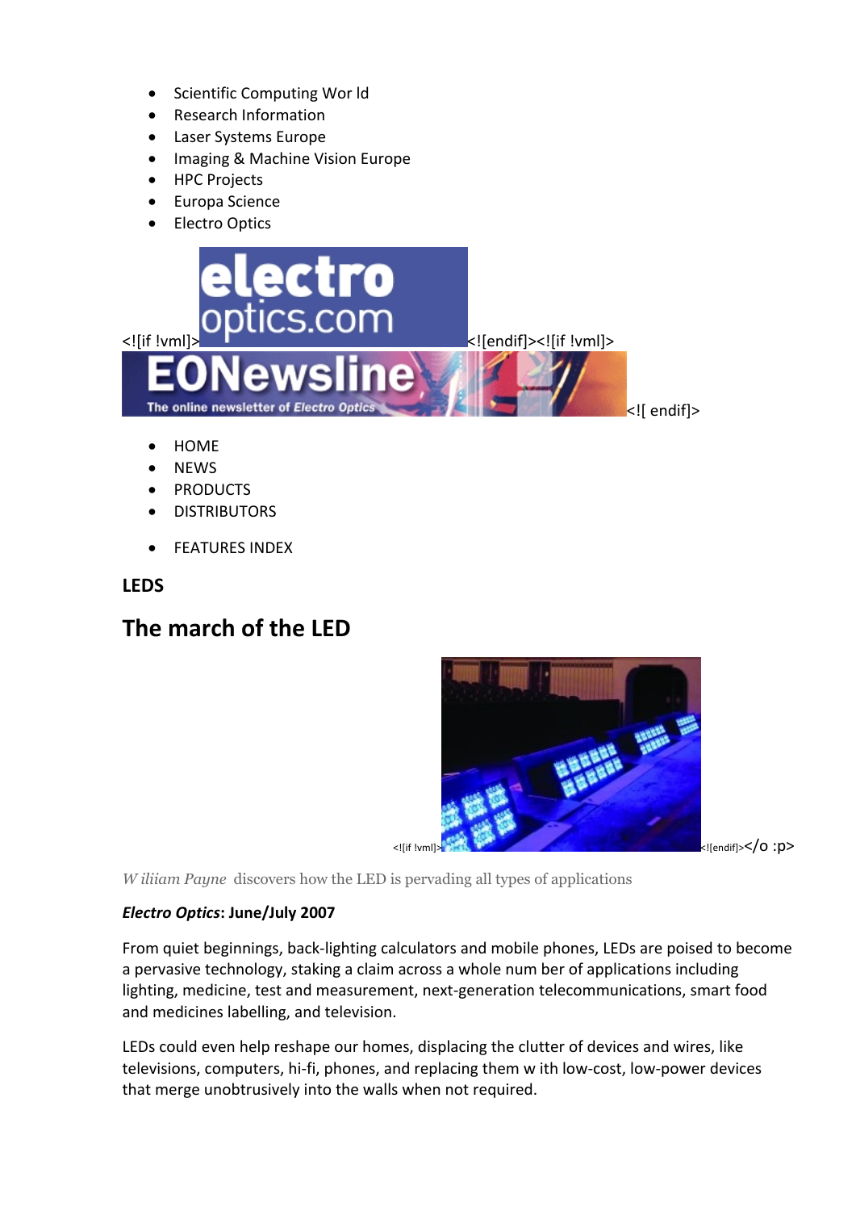- Scientific Computing Wor ld
- Research Information
- Laser Systems Europe
- Imaging & Machine Vision Europe
- HPC Projects
- Europa Science
- Electro Optics

<![if !vml]><![endif]><![if !vml]><![ endif]>

- HOME
- NEWS
- PRODUCTS
- DISTRIBUTORS

- FEATURES INDEX

**LEDS**

## The march of the LED

<![if !vml]><![endif]></o :p>

*W iliam Payne* discovers how the LED is pervading all types of applications

***Electro Optics*: June/July 2007**

From quiet beginnings, back-lighting calculators and mobile phones, LEDs are poised to become a pervasive technology, staking a claim across a whole num ber of applications including lighting, medicine, test and measurement, next-generation telecommunications, smart food and medicines labelling, and television.

LEDs could even help reshape our homes, displacing the clutter of devices and wires, like televisions, computers, hi-fi, phones, and replacing them w ith low-cost, low-power devices that merge unobtrusively into the walls when not required.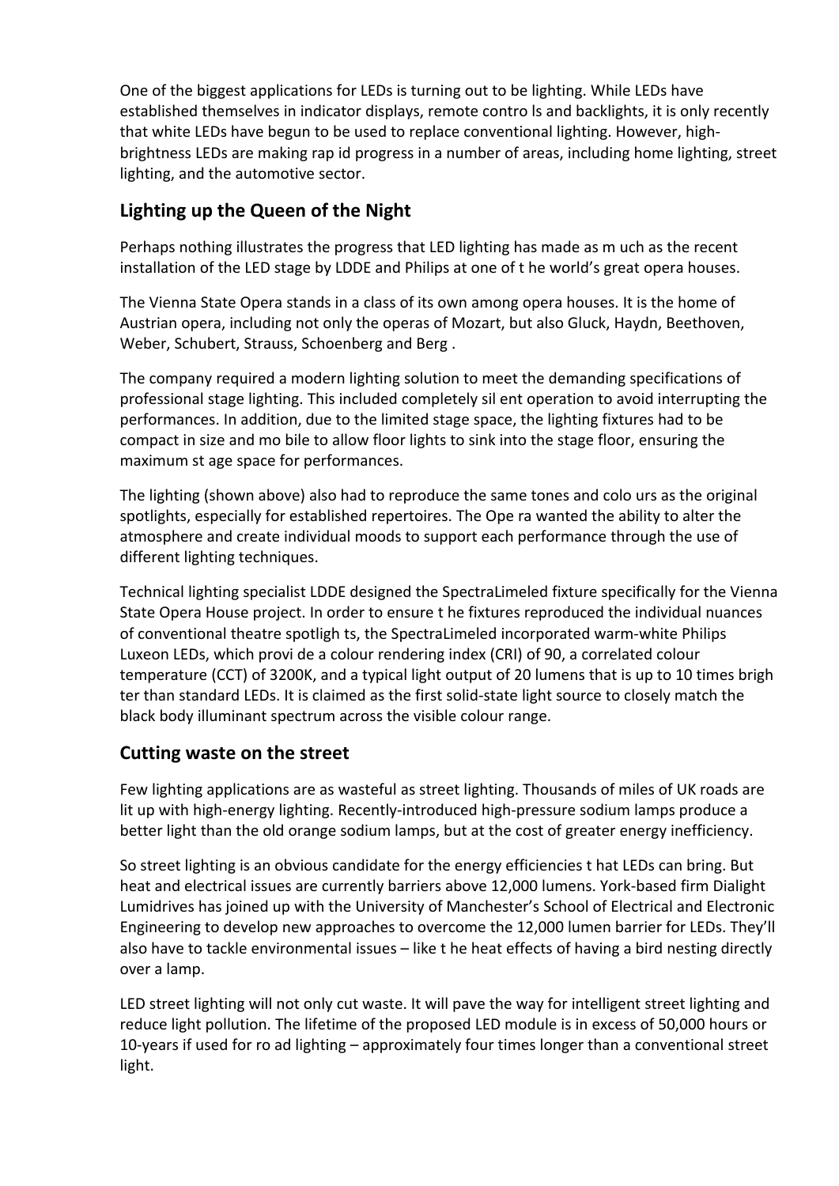One of the biggest applications for LEDs is turning out to be lighting. While LEDs have established themselves in indicator displays, remote controls and backlights, it is only recently that white LEDs have begun to be used to replace conventional lighting. However, high-brightness LEDs are making rapid progress in a number of areas, including home lighting, street lighting, and the automotive sector.

## Lighting up the Queen of the Night

Perhaps nothing illustrates the progress that LED lighting has made as much as the recent installation of the LED stage by LDDE and Philips at one of the world's great opera houses.

The Vienna State Opera stands in a class of its own among opera houses. It is the home of Austrian opera, including not only the operas of Mozart, but also Gluck, Haydn, Beethoven, Weber, Schubert, Strauss, Schoenberg and Berg.

The company required a modern lighting solution to meet the demanding specifications of professional stage lighting. This included completely silent operation to avoid interrupting the performances. In addition, due to the limited stage space, the lighting fixtures had to be compact in size and mobile to allow floor lights to sink into the stage floor, ensuring the maximum stage space for performances.

The lighting (shown above) also had to reproduce the same tones and colours as the original spotlights, especially for established repertoires. The Opera wanted the ability to alter the atmosphere and create individual moods to support each performance through the use of different lighting techniques.

Technical lighting specialist LDDE designed the SpectraLimeled fixture specifically for the Vienna State Opera House project. In order to ensure the fixtures reproduced the individual nuances of conventional theatre spotlights, the SpectraLimeled incorporated warm-white Philips Luxeon LEDs, which provide a colour rendering index (CRI) of 90, a correlated colour temperature (CCT) of 3200K, and a typical light output of 20 lumens that is up to 10 times brighter than standard LEDs. It is claimed as the first solid-state light source to closely match the black body illuminant spectrum across the visible colour range.

## Cutting waste on the street

Few lighting applications are as wasteful as street lighting. Thousands of miles of UK roads are lit up with high-energy lighting. Recently-introduced high-pressure sodium lamps produce a better light than the old orange sodium lamps, but at the cost of greater energy inefficiency.

So street lighting is an obvious candidate for the energy efficiencies that LEDs can bring. But heat and electrical issues are currently barriers above 12,000 lumens. York-based firm Dialight Lumidrives has joined up with the University of Manchester's School of Electrical and Electronic Engineering to develop new approaches to overcome the 12,000 lumen barrier for LEDs. They'll also have to tackle environmental issues – like the heat effects of having a bird nesting directly over a lamp.

LED street lighting will not only cut waste. It will pave the way for intelligent street lighting and reduce light pollution. The lifetime of the proposed LED module is in excess of 50,000 hours or 10-years if used for road lighting – approximately four times longer than a conventional street light.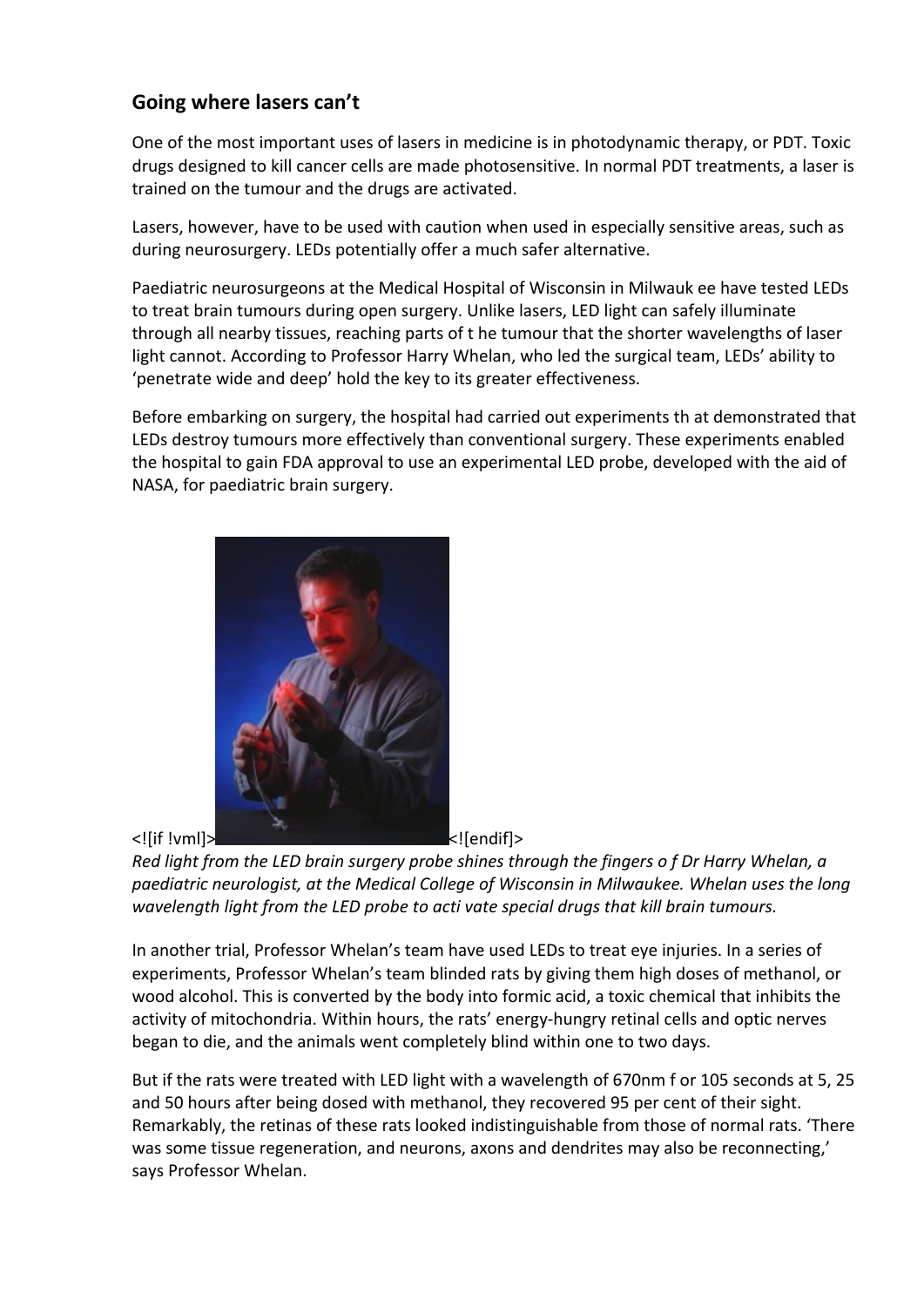## Going where lasers can't

One of the most important uses of lasers in medicine is in photodynamic therapy, or PDT. Toxic drugs designed to kill cancer cells are made photosensitive. In normal PDT treatments, a laser is trained on the tumour and the drugs are activated.

Lasers, however, have to be used with caution when used in especially sensitive areas, such as during neurosurgery. LEDs potentially offer a much safer alternative.

Paediatric neurosurgeons at the Medical Hospital of Wisconsin in Milwauk ee have tested LEDs to treat brain tumours during open surgery. Unlike lasers, LED light can safely illuminate through all nearby tissues, reaching parts of t he tumour that the shorter wavelengths of laser light cannot. According to Professor Harry Whelan, who led the surgical team, LEDs' ability to 'penetrate wide and deep' hold the key to its greater effectiveness.

Before embarking on surgery, the hospital had carried out experiments th at demonstrated that LEDs destroy tumours more effectively than conventional surgery. These experiments enabled the hospital to gain FDA approval to use an experimental LED probe, developed with the aid of NASA, for paediatric brain surgery.

<![if !vml]><![endif]>

*Red light from the LED brain surgery probe shines through the fingers o f Dr Harry Whelan, a paediatric neurologist, at the Medical College of Wisconsin in Milwaukee. Whelan uses the long wavelength light from the LED probe to acti vate special drugs that kill brain tumours.*

In another trial, Professor Whelan's team have used LEDs to treat eye injuries. In a series of experiments, Professor Whelan's team blinded rats by giving them high doses of methanol, or wood alcohol. This is converted by the body into formic acid, a toxic chemical that inhibits the activity of mitochondria. Within hours, the rats' energy-hungry retinal cells and optic nerves began to die, and the animals went completely blind within one to two days.

But if the rats were treated with LED light with a wavelength of 670nm f or 105 seconds at 5, 25 and 50 hours after being dosed with methanol, they recovered 95 per cent of their sight. Remarkably, the retinas of these rats looked indistinguishable from those of normal rats. 'There was some tissue regeneration, and neurons, axons and dendrites may also be reconnecting,' says Professor Whelan.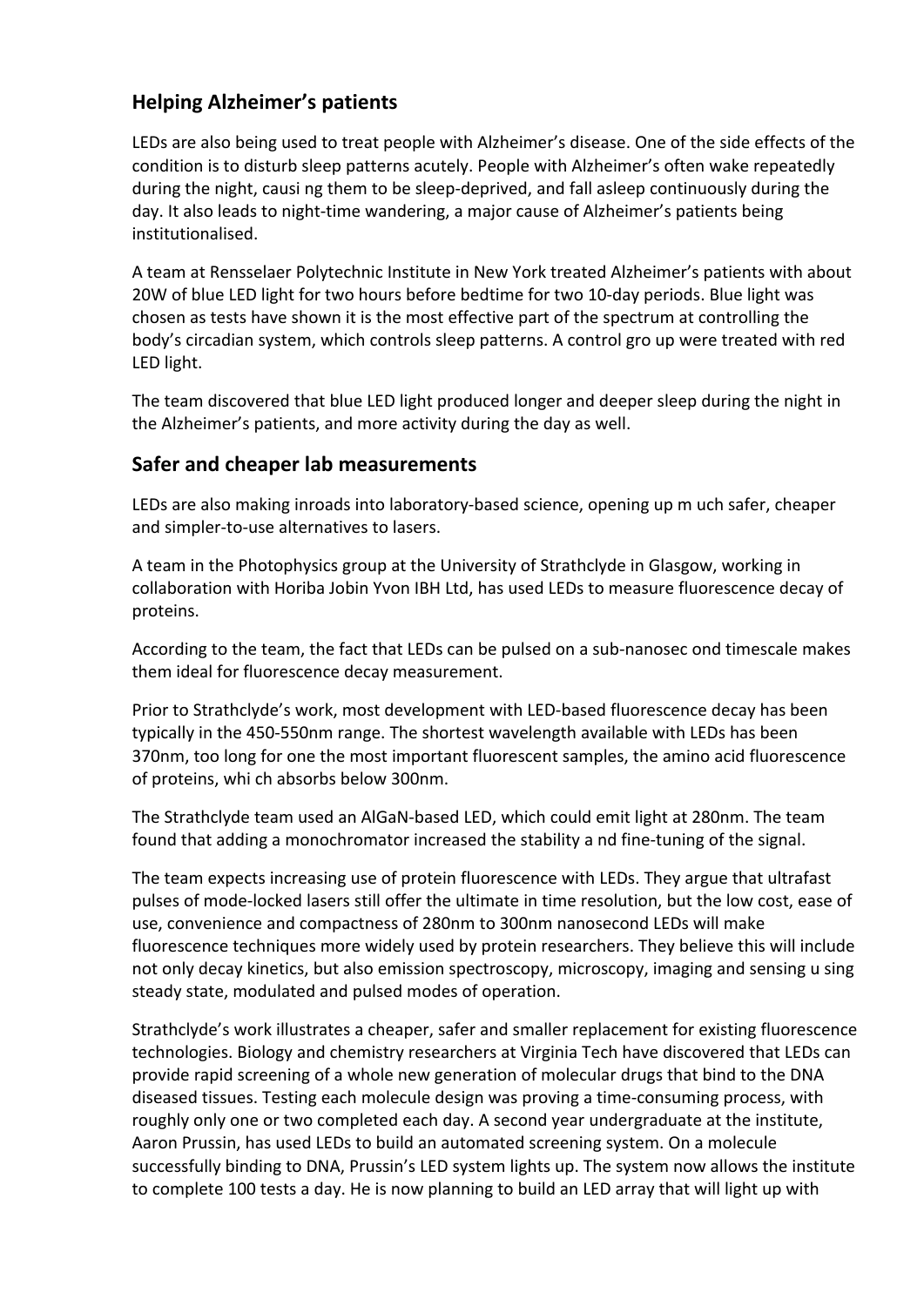## Helping Alzheimer's patients

LEDs are also being used to treat people with Alzheimer's disease. One of the side effects of the condition is to disturb sleep patterns acutely. People with Alzheimer's often wake repeatedly during the night, causi ng them to be sleep-deprived, and fall asleep continuously during the day. It also leads to night-time wandering, a major cause of Alzheimer's patients being institutionalised.

A team at Rensselaer Polytechnic Institute in New York treated Alzheimer's patients with about 20W of blue LED light for two hours before bedtime for two 10-day periods. Blue light was chosen as tests have shown it is the most effective part of the spectrum at controlling the body's circadian system, which controls sleep patterns. A control gro up were treated with red LED light.

The team discovered that blue LED light produced longer and deeper sleep during the night in the Alzheimer's patients, and more activity during the day as well.

## Safer and cheaper lab measurements

LEDs are also making inroads into laboratory-based science, opening up m uch safer, cheaper and simpler-to-use alternatives to lasers.

A team in the Photophysics group at the University of Strathclyde in Glasgow, working in collaboration with Horiba Jobin Yvon IBH Ltd, has used LEDs to measure fluorescence decay of proteins.

According to the team, the fact that LEDs can be pulsed on a sub-nanosec ond timescale makes them ideal for fluorescence decay measurement.

Prior to Strathclyde's work, most development with LED-based fluorescence decay has been typically in the 450-550nm range. The shortest wavelength available with LEDs has been 370nm, too long for one the most important fluorescent samples, the amino acid fluorescence of proteins, whi ch absorbs below 300nm.

The Strathclyde team used an AlGaN-based LED, which could emit light at 280nm. The team found that adding a monochromator increased the stability a nd fine-tuning of the signal.

The team expects increasing use of protein fluorescence with LEDs. They argue that ultrafast pulses of mode-locked lasers still offer the ultimate in time resolution, but the low cost, ease of use, convenience and compactness of 280nm to 300nm nanosecond LEDs will make fluorescence techniques more widely used by protein researchers. They believe this will include not only decay kinetics, but also emission spectroscopy, microscopy, imaging and sensing u sing steady state, modulated and pulsed modes of operation.

Strathclyde's work illustrates a cheaper, safer and smaller replacement for existing fluorescence technologies. Biology and chemistry researchers at Virginia Tech have discovered that LEDs can provide rapid screening of a whole new generation of molecular drugs that bind to the DNA diseased tissues. Testing each molecule design was proving a time-consuming process, with roughly only one or two completed each day. A second year undergraduate at the institute, Aaron Prussin, has used LEDs to build an automated screening system. On a molecule successfully binding to DNA, Prussin's LED system lights up. The system now allows the institute to complete 100 tests a day. He is now planning to build an LED array that will light up with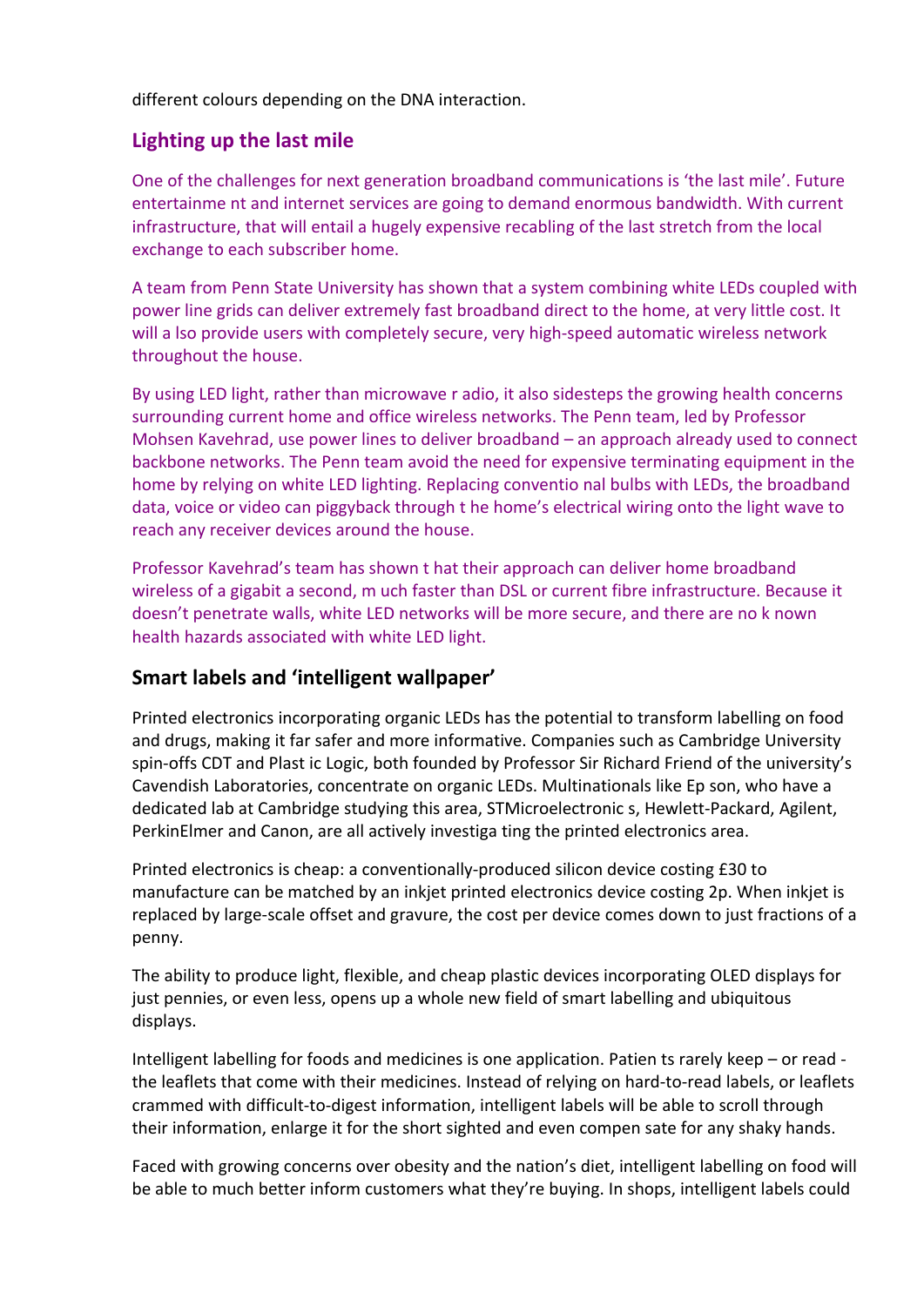different colours depending on the DNA interaction.

## Lighting up the last mile

One of the challenges for next generation broadband communications is 'the last mile'. Future entertainment and internet services are going to demand enormous bandwidth. With current infrastructure, that will entail a hugely expensive recabling of the last stretch from the local exchange to each subscriber home.

A team from Penn State University has shown that a system combining white LEDs coupled with power line grids can deliver extremely fast broadband direct to the home, at very little cost. It will also provide users with completely secure, very high-speed automatic wireless network throughout the house.

By using LED light, rather than microwave radio, it also sidesteps the growing health concerns surrounding current home and office wireless networks. The Penn team, led by Professor Mohsen Kavehrad, use power lines to deliver broadband – an approach already used to connect backbone networks. The Penn team avoid the need for expensive terminating equipment in the home by relying on white LED lighting. Replacing conventional bulbs with LEDs, the broadband data, voice or video can piggyback through the home's electrical wiring onto the light wave to reach any receiver devices around the house.

Professor Kavehrad's team has shown that their approach can deliver home broadband wireless of a gigabit a second, much faster than DSL or current fibre infrastructure. Because it doesn't penetrate walls, white LED networks will be more secure, and there are no known health hazards associated with white LED light.

## Smart labels and 'intelligent wallpaper'

Printed electronics incorporating organic LEDs has the potential to transform labelling on food and drugs, making it far safer and more informative. Companies such as Cambridge University spin-offs CDT and Plastic Logic, both founded by Professor Sir Richard Friend of the university's Cavendish Laboratories, concentrate on organic LEDs. Multinationals like Epson, who have a dedicated lab at Cambridge studying this area, STMicroelectronics, Hewlett-Packard, Agilent, PerkinElmer and Canon, are all actively investigating the printed electronics area.

Printed electronics is cheap: a conventionally-produced silicon device costing £30 to manufacture can be matched by an inkjet printed electronics device costing 2p. When inkjet is replaced by large-scale offset and gravure, the cost per device comes down to just fractions of a penny.

The ability to produce light, flexible, and cheap plastic devices incorporating OLED displays for just pennies, or even less, opens up a whole new field of smart labelling and ubiquitous displays.

Intelligent labelling for foods and medicines is one application. Patients rarely keep – or read - the leaflets that come with their medicines. Instead of relying on hard-to-read labels, or leaflets crammed with difficult-to-digest information, intelligent labels will be able to scroll through their information, enlarge it for the short sighted and even compensate for any shaky hands.

Faced with growing concerns over obesity and the nation's diet, intelligent labelling on food will be able to much better inform customers what they're buying. In shops, intelligent labels could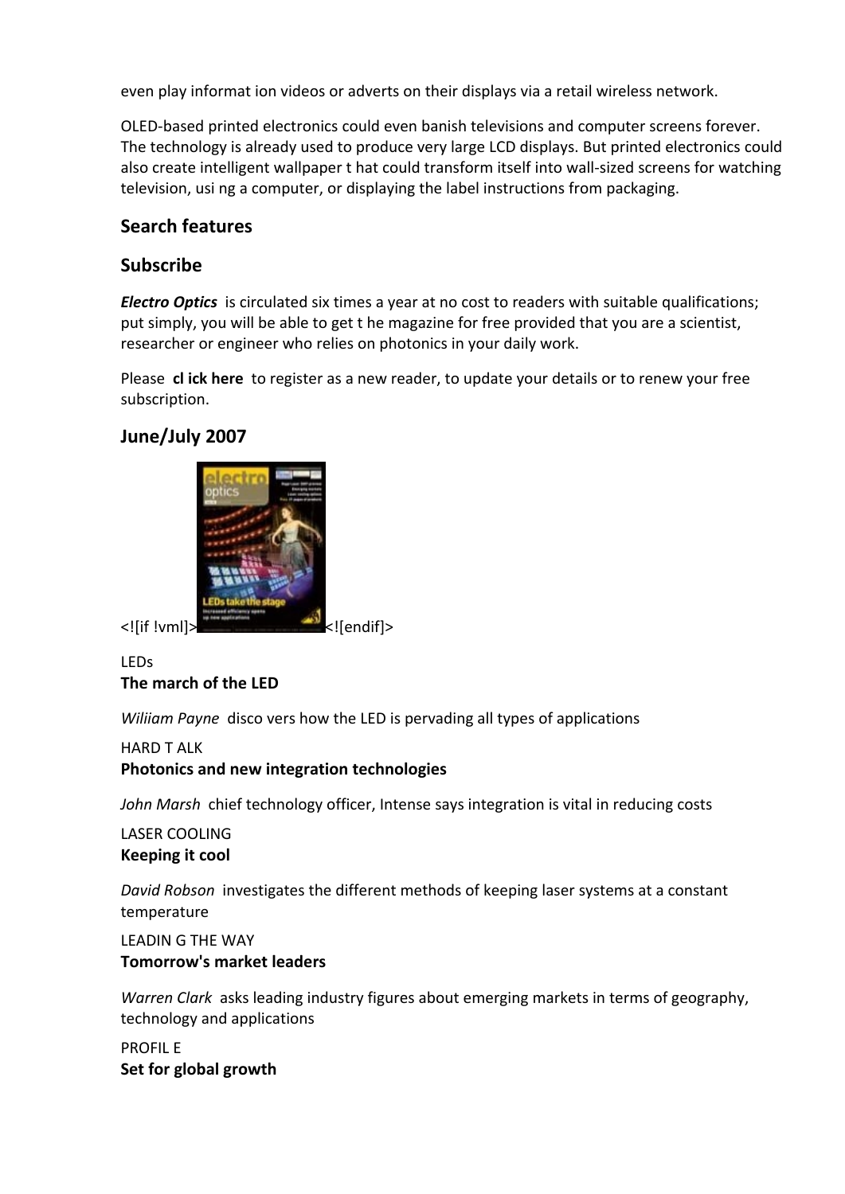even play informat ion videos or adverts on their displays via a retail wireless network.

OLED-based printed electronics could even banish televisions and computer screens forever. The technology is already used to produce very large LCD displays. But printed electronics could also create intelligent wallpaper t hat could transform itself into wall-sized screens for watching television, usi ng a computer, or displaying the label instructions from packaging.

## Search features

## Subscribe

***Electro Optics*** is circulated six times a year at no cost to readers with suitable qualifications; put simply, you will be able to get t he magazine for free provided that you are a scientist, researcher or engineer who relies on photonics in your daily work.

Please **cl ick here** to register as a new reader, to update your details or to renew your free subscription.

## June/July 2007

<![if !vml]><![endif]>

LEDs
**The march of the LED**

*Wiliiam Payne* disco vers how the LED is pervading all types of applications

HARD T ALK
**Photonics and new integration technologies**

*John Marsh* chief technology officer, Intense says integration is vital in reducing costs

LASER COOLING
**Keeping it cool**

*David Robson* investigates the different methods of keeping laser systems at a constant temperature

LEADIN G THE WAY
**Tomorrow's market leaders**

*Warren Clark* asks leading industry figures about emerging markets in terms of geography, technology and applications

PROFIL E
**Set for global growth**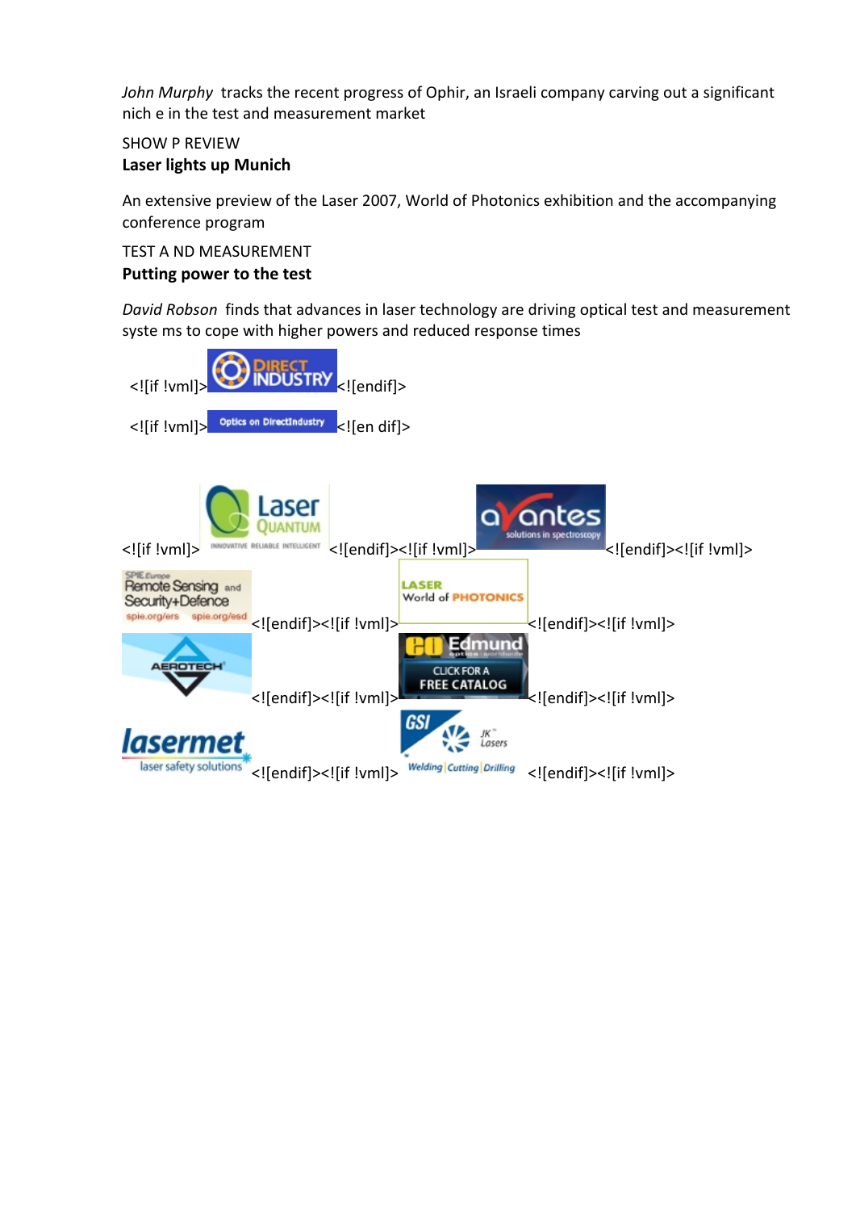*John Murphy* tracks the recent progress of Ophir, an Israeli company carving out a significant nich e in the test and measurement market

SHOW P REVIEW

**Laser lights up Munich**

An extensive preview of the Laser 2007, World of Photonics exhibition and the accompanying conference program

TEST A ND MEASUREMENT

**Putting power to the test**

*David Robson* finds that advances in laser technology are driving optical test and measurement syste ms to cope with higher powers and reduced response times

<![if !vml]><![endif]>

<![if !vml]><![en dif]>

<![if !vml]><![endif]><![if !vml]><![endif]><![if !vml]><![endif]><![if !vml]><![endif]><![if !vml]><![endif]><![if !vml]><![endif]><![if !vml]><![endif]><![if !vml]><![endif]><![if !vml]>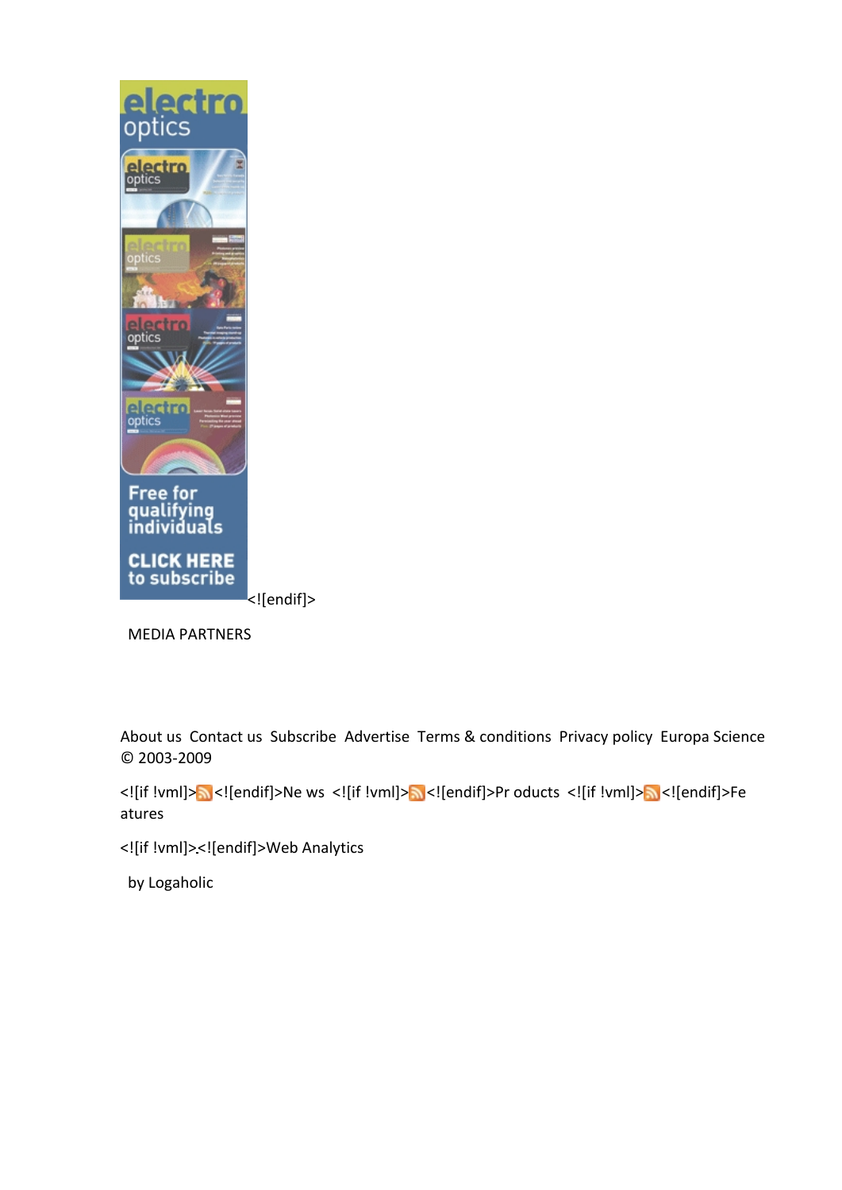<![endif]>

MEDIA PARTNERS

About us Contact us Subscribe Advertise Terms & conditions Privacy policy Europa Science © 2003-2009

<![if !vml]><![endif]>Ne ws <![if !vml]><![endif]>Pr oducts <![if !vml]><![endif]>Fe atures

<![if !vml]>.<![endif]>Web Analytics

by Logaholic